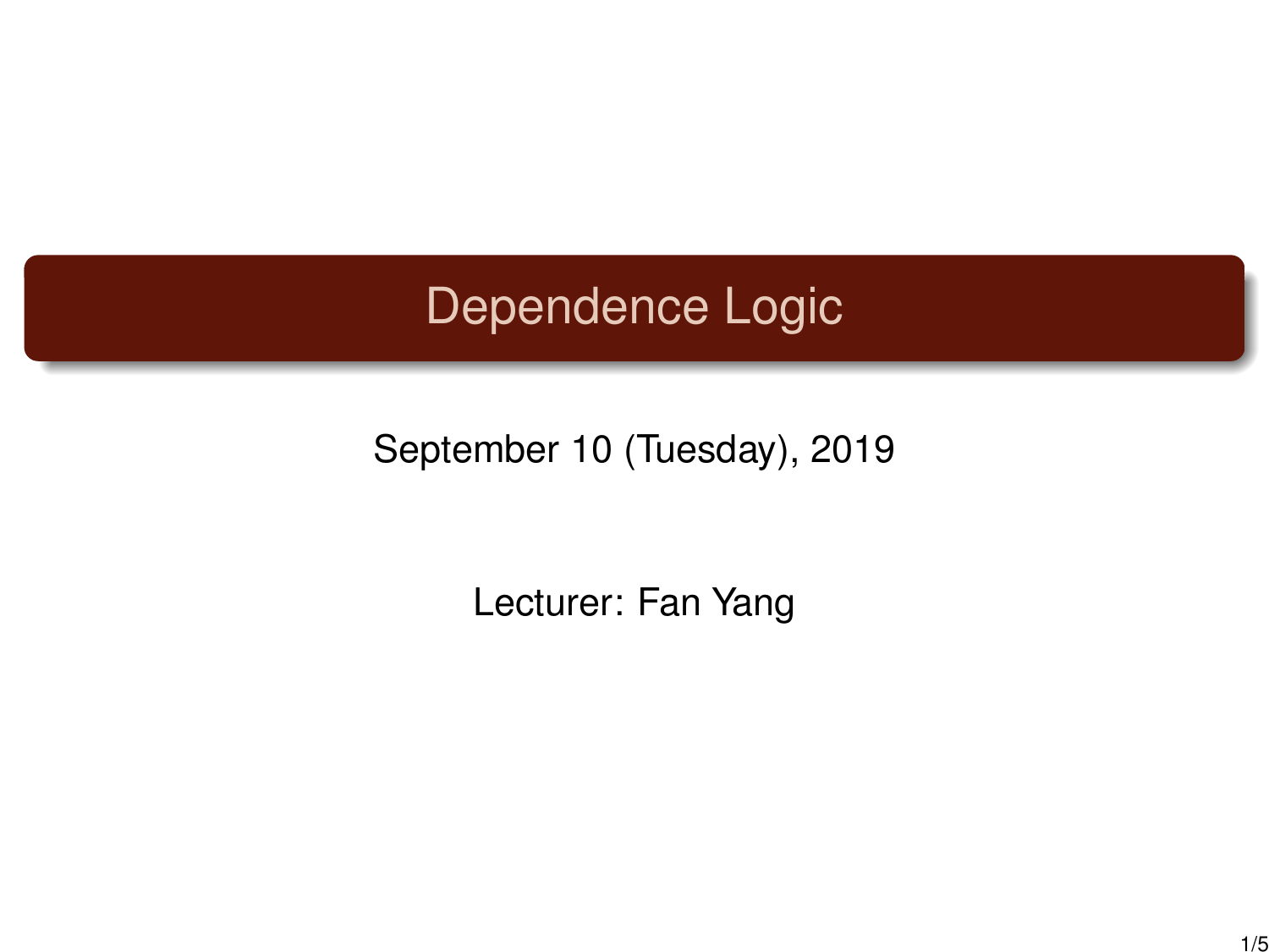# Dependence Logic

September 10 (Tuesday), 2019

Lecturer: Fan Yang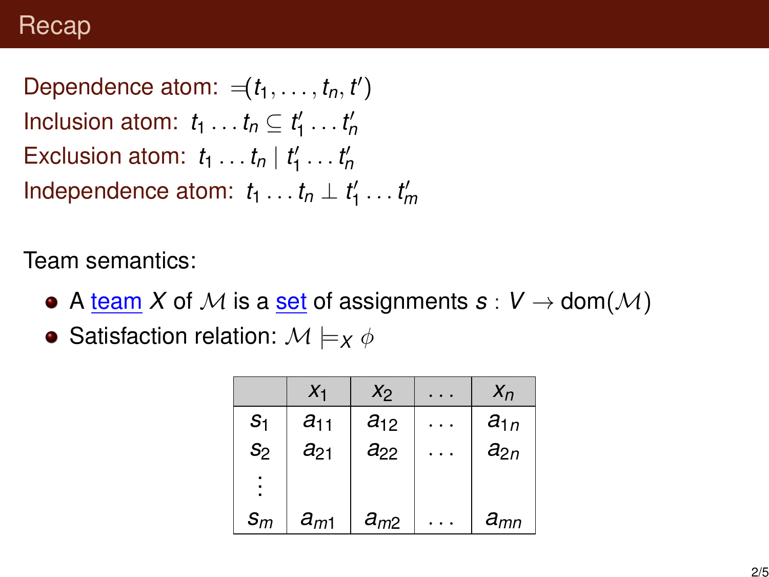# Recap

Dependence atom: $=\!\!(t_1, \ldots, t_n, t')$
Inclusion atom: $t_1 \ldots t_n \subseteq t'_1 \ldots t'_n$
Exclusion atom: $t_1 \ldots t_n \mid t'_1 \ldots t'_n$
Independence atom: $t_1 \ldots t_n \perp t'_1 \ldots t'_m$

Team semantics:

- A team $X$ of $\mathcal{M}$ is a set of assignments $s : V \to \text{dom}(\mathcal{M})$
- Satisfaction relation: $\mathcal{M} \models_X \phi$

| | $x_1$ | $x_2$ | $\ldots$ | $x_n$ |
|---|---|---|---|---|
| $s_1$ | $a_{11}$ | $a_{12}$ | $\ldots$ | $a_{1n}$ |
| $s_2$ | $a_{21}$ | $a_{22}$ | $\ldots$ | $a_{2n}$ |
| $\vdots$ | | | | |
| $s_m$ | $a_{m1}$ | $a_{m2}$ | $\ldots$ | $a_{mn}$ |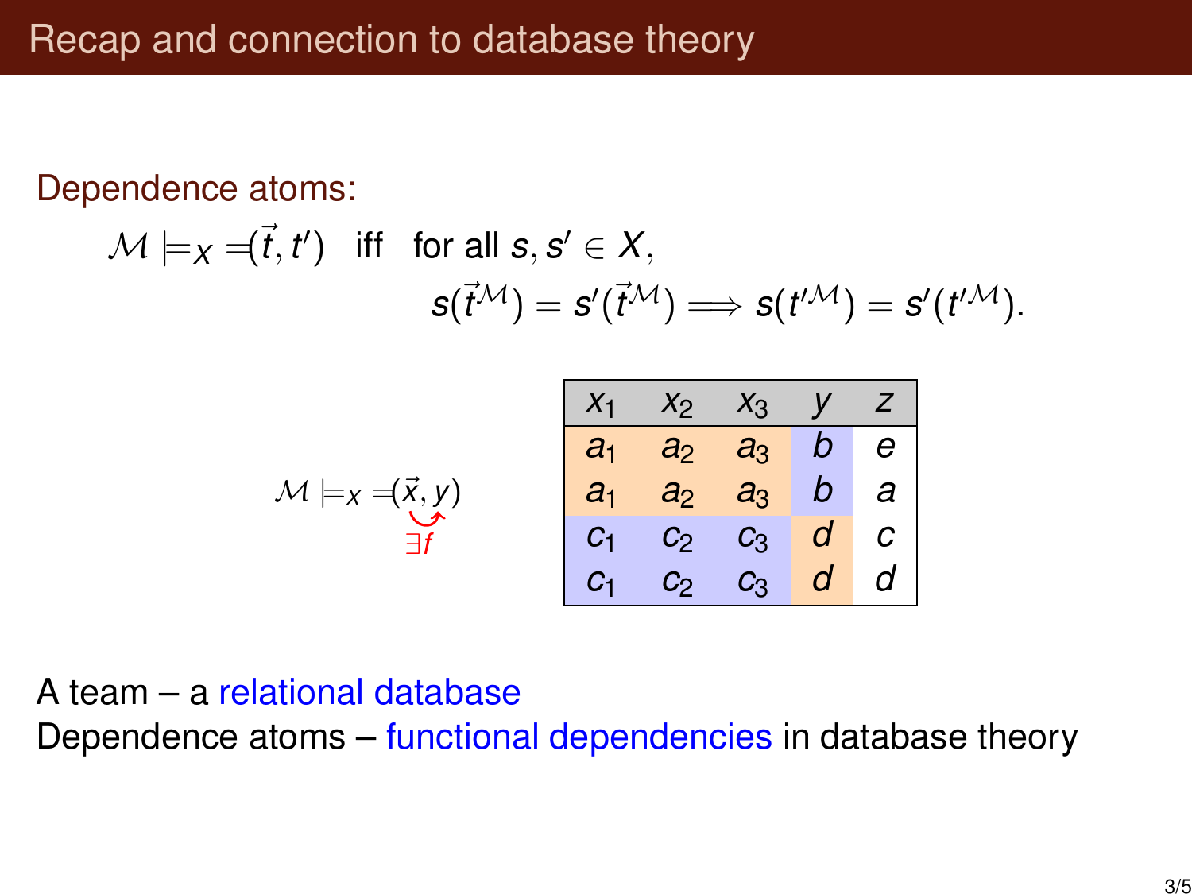# Recap and connection to database theory

Dependence atoms:

$$\mathcal{M} \models_X =\!(\vec{t}, t') \quad \text{iff} \quad \text{for all } s, s' \in X,$$
$$s(\vec{t}^{\mathcal{M}}) = s'(\vec{t}^{\mathcal{M}}) \Longrightarrow s(t'^{\mathcal{M}}) = s'(t'^{\mathcal{M}}).$$

$\mathcal{M} \models_X =\!(\vec{x}, y)$ with $\exists f$ mapping $\vec{x}$ to $y$

| $x_1$ | $x_2$ | $x_3$ | $y$ | $z$ |
|---|---|---|---|---|
| $a_1$ | $a_2$ | $a_3$ | $b$ | $e$ |
| $a_1$ | $a_2$ | $a_3$ | $b$ | $a$ |
| $c_1$ | $c_2$ | $c_3$ | $d$ | $c$ |
| $c_1$ | $c_2$ | $c_3$ | $d$ | $d$ |

A team – a relational database

Dependence atoms – functional dependencies in database theory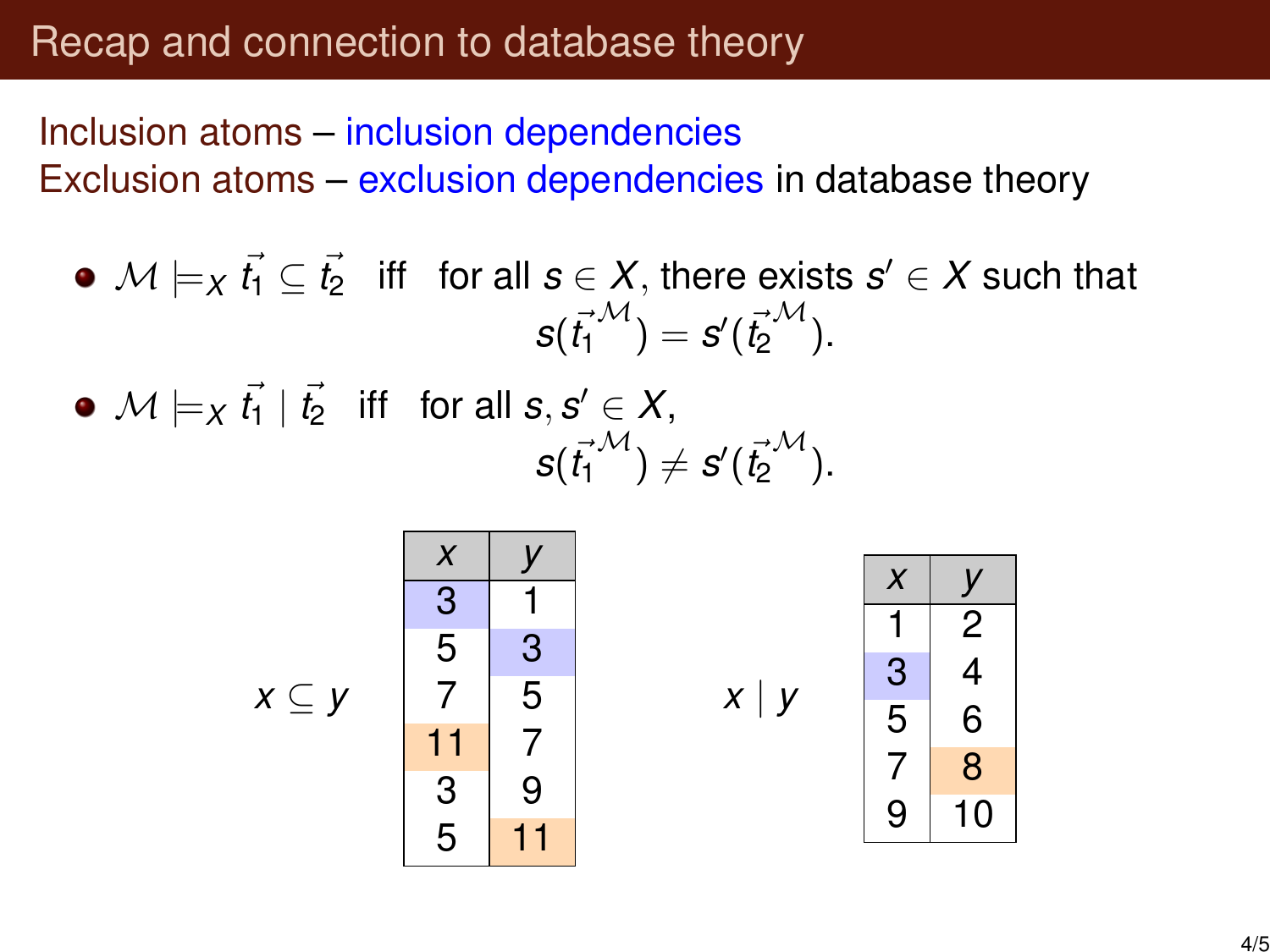# Recap and connection to database theory

Inclusion atoms – inclusion dependencies
Exclusion atoms – exclusion dependencies in database theory

- $\mathcal{M} \models_X \vec{t_1} \subseteq \vec{t_2}$ iff for all $s \in X$, there exists $s' \in X$ such that $s(\vec{t_1}^{\mathcal{M}}) = s'(\vec{t_2}^{\mathcal{M}})$.
- $\mathcal{M} \models_X \vec{t_1} \mid \vec{t_2}$ iff for all $s, s' \in X$, $s(\vec{t_1}^{\mathcal{M}}) \neq s'(\vec{t_2}^{\mathcal{M}})$.

$x \subseteq y$

| $x$ | $y$ |
|---|---|
| 3 | 1 |
| 5 | 3 |
| 7 | 5 |
| 11 | 7 |
| 3 | 9 |
| 5 | 11 |

$x \mid y$

| $x$ | $y$ |
|---|---|
| 1 | 2 |
| 3 | 4 |
| 5 | 6 |
| 7 | 8 |
| 9 | 10 |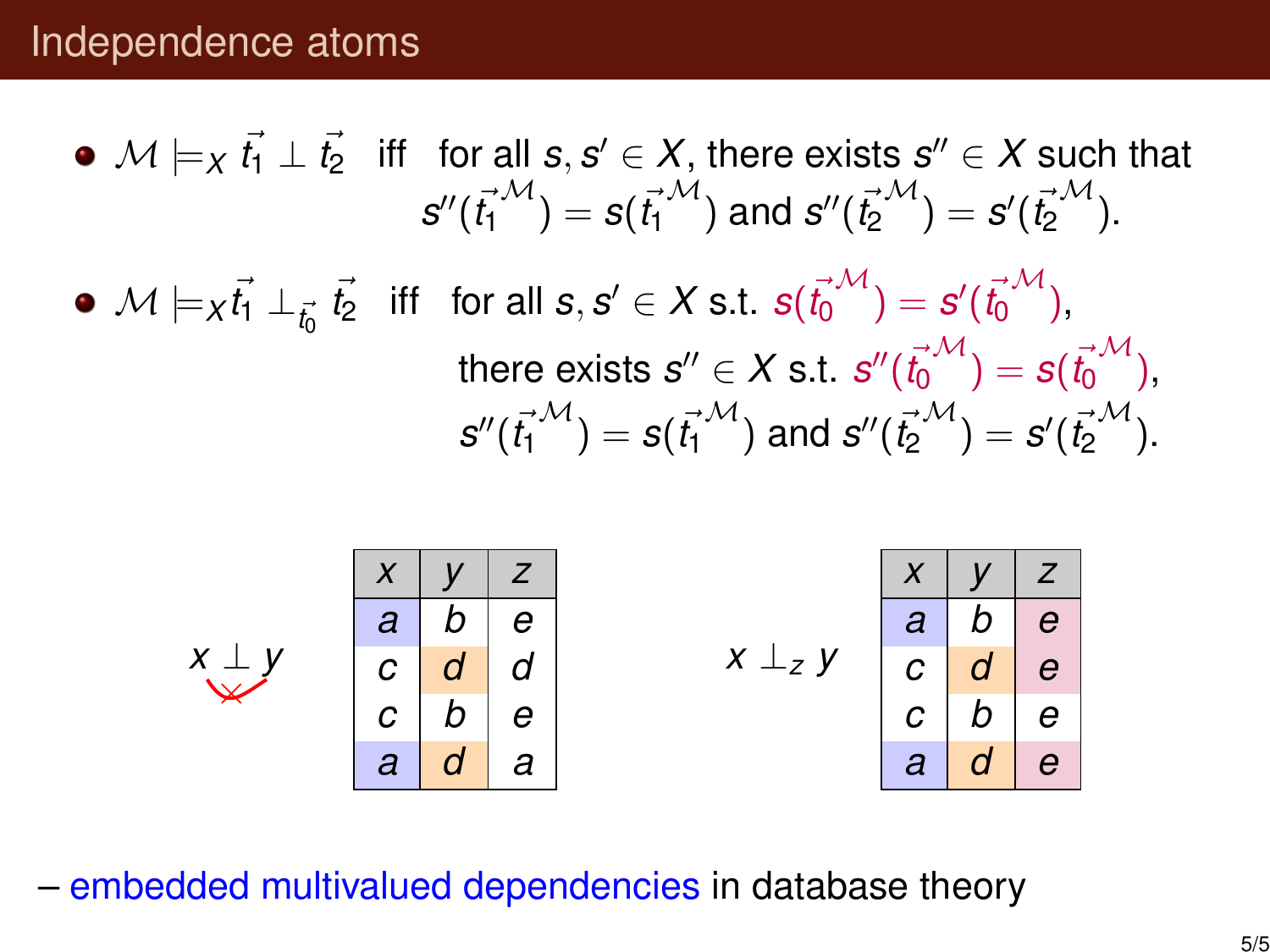# Independence atoms

- $\mathcal{M} \models_X \vec{t_1} \perp \vec{t_2}$ iff for all $s, s' \in X$, there exists $s'' \in X$ such that $s''(\vec{t_1}^{\mathcal{M}}) = s(\vec{t_1}^{\mathcal{M}})$ and $s''(\vec{t_2}^{\mathcal{M}}) = s'(\vec{t_2}^{\mathcal{M}})$.
- $\mathcal{M} \models_X \vec{t_1} \perp_{\vec{t_0}} \vec{t_2}$ iff for all $s, s' \in X$ s.t. $s(\vec{t_0}^{\mathcal{M}}) = s'(\vec{t_0}^{\mathcal{M}})$, there exists $s'' \in X$ s.t. $s''(\vec{t_0}^{\mathcal{M}}) = s(\vec{t_0}^{\mathcal{M}})$, $s''(\vec{t_1}^{\mathcal{M}}) = s(\vec{t_1}^{\mathcal{M}})$ and $s''(\vec{t_2}^{\mathcal{M}}) = s'(\vec{t_2}^{\mathcal{M}})$.

$x \perp y$

| $x$ | $y$ | $z$ |
|---|---|---|
| $a$ | $b$ | $e$ |
| $c$ | $d$ | $d$ |
| $c$ | $b$ | $e$ |
| $a$ | $d$ | $a$ |

$x \perp_z y$

| $x$ | $y$ | $z$ |
|---|---|---|
| $a$ | $b$ | $e$ |
| $c$ | $d$ | $e$ |
| $c$ | $b$ | $e$ |
| $a$ | $d$ | $e$ |

– embedded multivalued dependencies in database theory